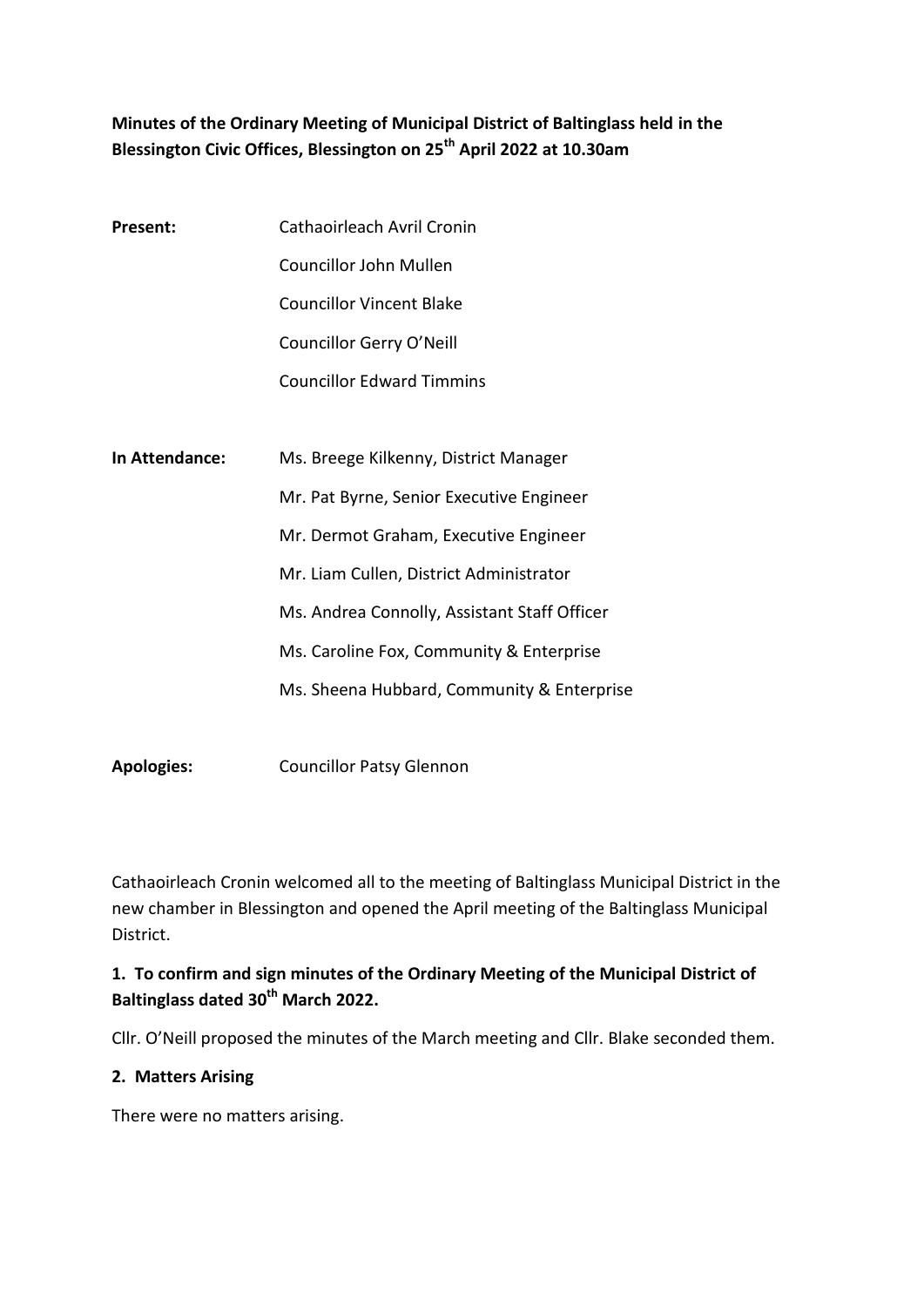**Minutes of the Ordinary Meeting of Municipal District of Baltinglass held in the Blessington Civic Offices, Blessington on 25th April 2022 at 10.30am**

| | |
|---|---|
| **Present:** | Cathaoirleach Avril Cronin |
| | Councillor John Mullen |
| | Councillor Vincent Blake |
| | Councillor Gerry O'Neill |
| | Councillor Edward Timmins |
| | |
| **In Attendance:** | Ms. Breege Kilkenny, District Manager |
| | Mr. Pat Byrne, Senior Executive Engineer |
| | Mr. Dermot Graham, Executive Engineer |
| | Mr. Liam Cullen, District Administrator |
| | Ms. Andrea Connolly, Assistant Staff Officer |
| | Ms. Caroline Fox, Community & Enterprise |
| | Ms. Sheena Hubbard, Community & Enterprise |
| | |
| **Apologies:** | Councillor Patsy Glennon |

Cathaoirleach Cronin welcomed all to the meeting of Baltinglass Municipal District in the new chamber in Blessington and opened the April meeting of the Baltinglass Municipal District.

**1. To confirm and sign minutes of the Ordinary Meeting of the Municipal District of Baltinglass dated 30th March 2022.**

Cllr. O'Neill proposed the minutes of the March meeting and Cllr. Blake seconded them.

**2. Matters Arising**

There were no matters arising.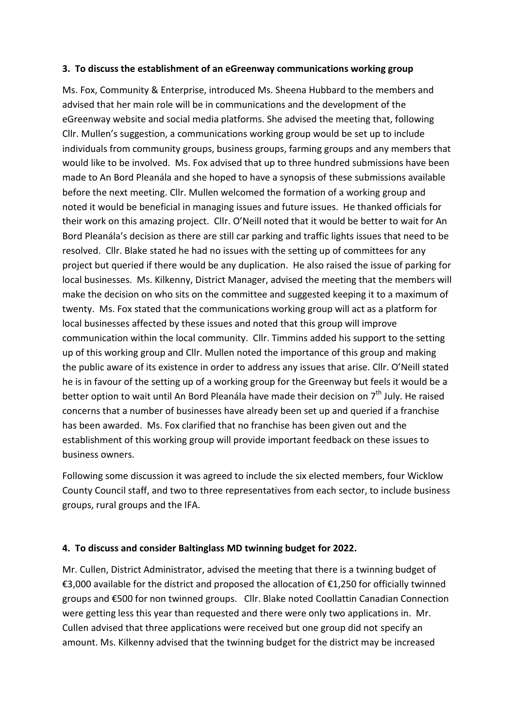**3. To discuss the establishment of an eGreenway communications working group**

Ms. Fox, Community & Enterprise, introduced Ms. Sheena Hubbard to the members and advised that her main role will be in communications and the development of the eGreenway website and social media platforms. She advised the meeting that, following Cllr. Mullen's suggestion, a communications working group would be set up to include individuals from community groups, business groups, farming groups and any members that would like to be involved. Ms. Fox advised that up to three hundred submissions have been made to An Bord Pleanála and she hoped to have a synopsis of these submissions available before the next meeting. Cllr. Mullen welcomed the formation of a working group and noted it would be beneficial in managing issues and future issues. He thanked officials for their work on this amazing project. Cllr. O'Neill noted that it would be better to wait for An Bord Pleanála's decision as there are still car parking and traffic lights issues that need to be resolved. Cllr. Blake stated he had no issues with the setting up of committees for any project but queried if there would be any duplication. He also raised the issue of parking for local businesses. Ms. Kilkenny, District Manager, advised the meeting that the members will make the decision on who sits on the committee and suggested keeping it to a maximum of twenty. Ms. Fox stated that the communications working group will act as a platform for local businesses affected by these issues and noted that this group will improve communication within the local community. Cllr. Timmins added his support to the setting up of this working group and Cllr. Mullen noted the importance of this group and making the public aware of its existence in order to address any issues that arise. Cllr. O'Neill stated he is in favour of the setting up of a working group for the Greenway but feels it would be a better option to wait until An Bord Pleanála have made their decision on 7th July. He raised concerns that a number of businesses have already been set up and queried if a franchise has been awarded. Ms. Fox clarified that no franchise has been given out and the establishment of this working group will provide important feedback on these issues to business owners.

Following some discussion it was agreed to include the six elected members, four Wicklow County Council staff, and two to three representatives from each sector, to include business groups, rural groups and the IFA.

**4. To discuss and consider Baltinglass MD twinning budget for 2022.**

Mr. Cullen, District Administrator, advised the meeting that there is a twinning budget of €3,000 available for the district and proposed the allocation of €1,250 for officially twinned groups and €500 for non twinned groups. Cllr. Blake noted Coollattin Canadian Connection were getting less this year than requested and there were only two applications in. Mr. Cullen advised that three applications were received but one group did not specify an amount. Ms. Kilkenny advised that the twinning budget for the district may be increased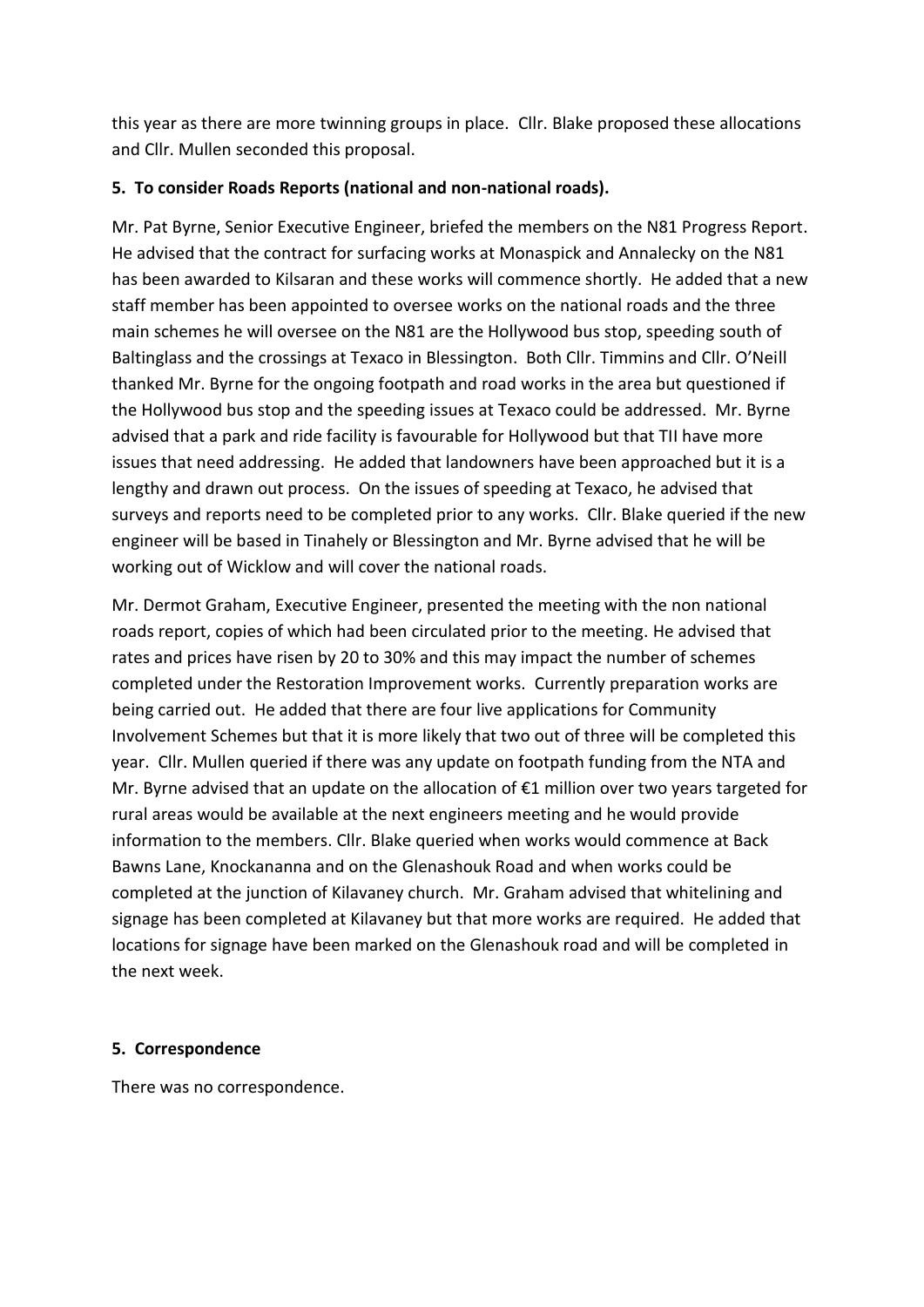this year as there are more twinning groups in place. Cllr. Blake proposed these allocations and Cllr. Mullen seconded this proposal.

**5. To consider Roads Reports (national and non-national roads).**

Mr. Pat Byrne, Senior Executive Engineer, briefed the members on the N81 Progress Report. He advised that the contract for surfacing works at Monaspick and Annalecky on the N81 has been awarded to Kilsaran and these works will commence shortly. He added that a new staff member has been appointed to oversee works on the national roads and the three main schemes he will oversee on the N81 are the Hollywood bus stop, speeding south of Baltinglass and the crossings at Texaco in Blessington. Both Cllr. Timmins and Cllr. O'Neill thanked Mr. Byrne for the ongoing footpath and road works in the area but questioned if the Hollywood bus stop and the speeding issues at Texaco could be addressed. Mr. Byrne advised that a park and ride facility is favourable for Hollywood but that TII have more issues that need addressing. He added that landowners have been approached but it is a lengthy and drawn out process. On the issues of speeding at Texaco, he advised that surveys and reports need to be completed prior to any works. Cllr. Blake queried if the new engineer will be based in Tinahely or Blessington and Mr. Byrne advised that he will be working out of Wicklow and will cover the national roads.

Mr. Dermot Graham, Executive Engineer, presented the meeting with the non national roads report, copies of which had been circulated prior to the meeting. He advised that rates and prices have risen by 20 to 30% and this may impact the number of schemes completed under the Restoration Improvement works. Currently preparation works are being carried out. He added that there are four live applications for Community Involvement Schemes but that it is more likely that two out of three will be completed this year. Cllr. Mullen queried if there was any update on footpath funding from the NTA and Mr. Byrne advised that an update on the allocation of €1 million over two years targeted for rural areas would be available at the next engineers meeting and he would provide information to the members. Cllr. Blake queried when works would commence at Back Bawns Lane, Knockananna and on the Glenashouk Road and when works could be completed at the junction of Kilavaney church. Mr. Graham advised that whitelining and signage has been completed at Kilavaney but that more works are required. He added that locations for signage have been marked on the Glenashouk road and will be completed in the next week.

**5. Correspondence**

There was no correspondence.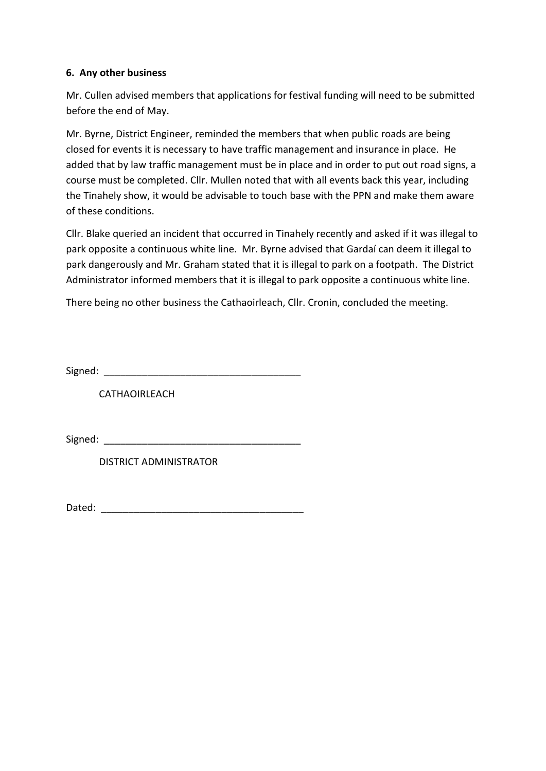### 6. Any other business

Mr. Cullen advised members that applications for festival funding will need to be submitted before the end of May.

Mr. Byrne, District Engineer, reminded the members that when public roads are being closed for events it is necessary to have traffic management and insurance in place. He added that by law traffic management must be in place and in order to put out road signs, a course must be completed. Cllr. Mullen noted that with all events back this year, including the Tinahely show, it would be advisable to touch base with the PPN and make them aware of these conditions.

Cllr. Blake queried an incident that occurred in Tinahely recently and asked if it was illegal to park opposite a continuous white line. Mr. Byrne advised that Gardaí can deem it illegal to park dangerously and Mr. Graham stated that it is illegal to park on a footpath. The District Administrator informed members that it is illegal to park opposite a continuous white line.

There being no other business the Cathaoirleach, Cllr. Cronin, concluded the meeting.

Signed: ____________________________________

CATHAOIRLEACH

Signed: ____________________________________

DISTRICT ADMINISTRATOR

Dated: _____________________________________